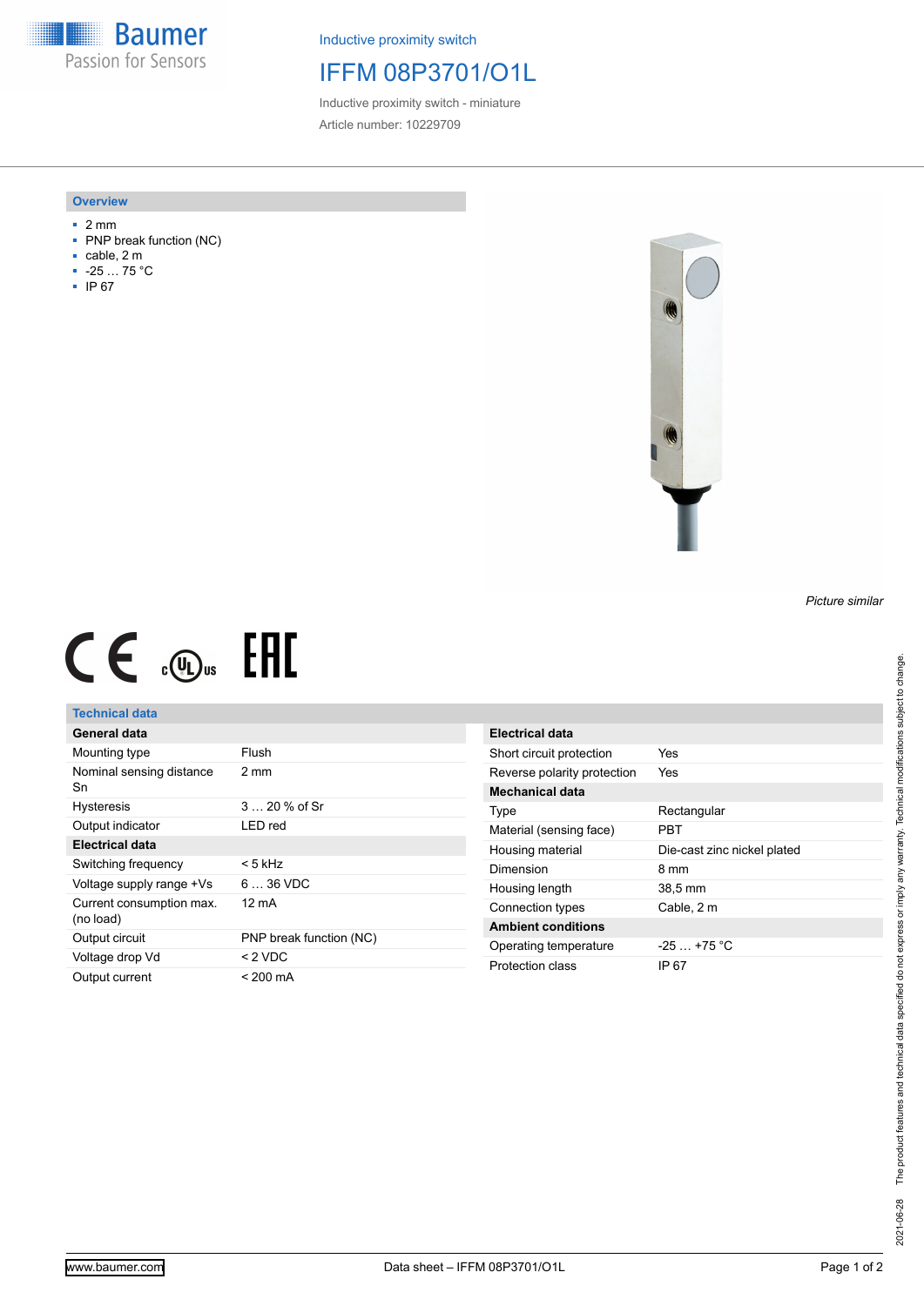Baumer
Passion for Sensors

Inductive proximity switch

# IFFM 08P3701/O1L

Inductive proximity switch - miniature

Article number: 10229709

## Overview

- 2 mm
- PNP break function (NC)
- cable, 2 m
- -25 … 75 °C
- IP 67

*Picture similar*

## Technical data

| General data | |
|---|---|
| Mounting type | Flush |
| Nominal sensing distance Sn | 2 mm |
| Hysteresis | 3 … 20 % of Sr |
| Output indicator | LED red |
| **Electrical data** | |
| Switching frequency | < 5 kHz |
| Voltage supply range +Vs | 6 … 36 VDC |
| Current consumption max. (no load) | 12 mA |
| Output circuit | PNP break function (NC) |
| Voltage drop Vd | < 2 VDC |
| Output current | < 200 mA |

| Electrical data | |
|---|---|
| Short circuit protection | Yes |
| Reverse polarity protection | Yes |
| **Mechanical data** | |
| Type | Rectangular |
| Material (sensing face) | PBT |
| Housing material | Die-cast zinc nickel plated |
| Dimension | 8 mm |
| Housing length | 38,5 mm |
| Connection types | Cable, 2 m |
| **Ambient conditions** | |
| Operating temperature | -25 … +75 °C |
| Protection class | IP 67 |

2021-06-28 The product features and technical data specified do not express or imply any warranty. Technical modifications subject to change.

www.baumer.com

Data sheet – IFFM 08P3701/O1L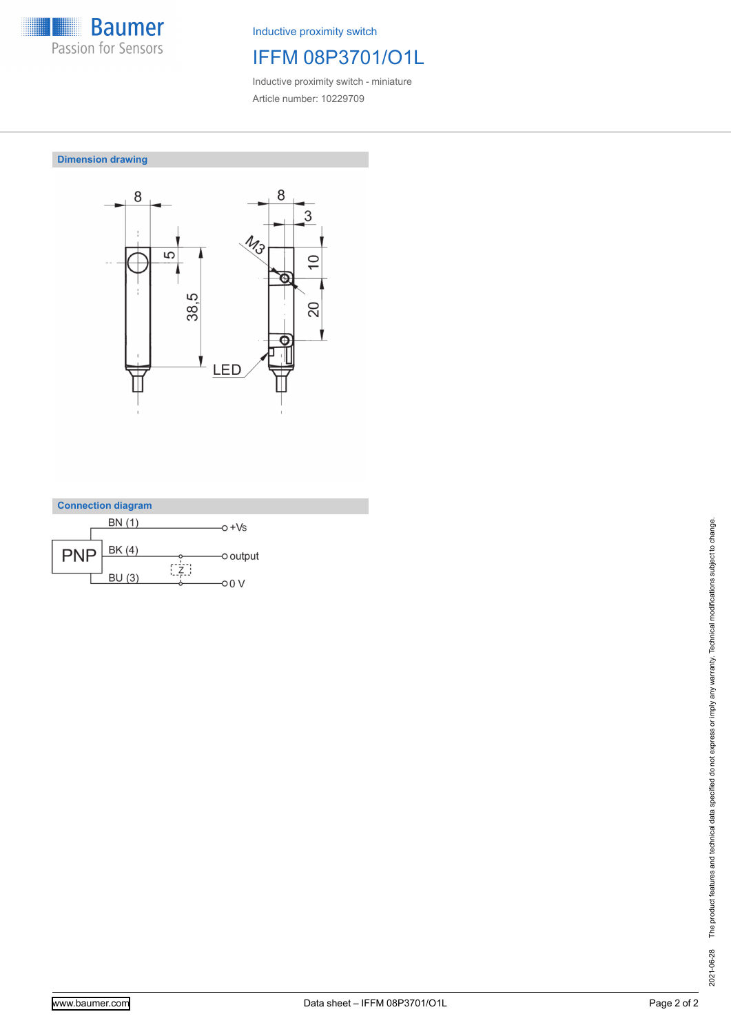Inductive proximity switch

# IFFM 08P3701/O1L

Inductive proximity switch - miniature

Article number: 10229709

## Dimension drawing

8

5

38,5

8

3

M3

10

20

LED

## Connection diagram

PNP

BN (1)

+Vs

BK (4)

output

Z

BU (3)

0 V

The product features and technical data specified do not express or imply any warranty. Technical modifications subject to change.

2021-06-28

www.baumer.com

Data sheet – IFFM 08P3701/O1L